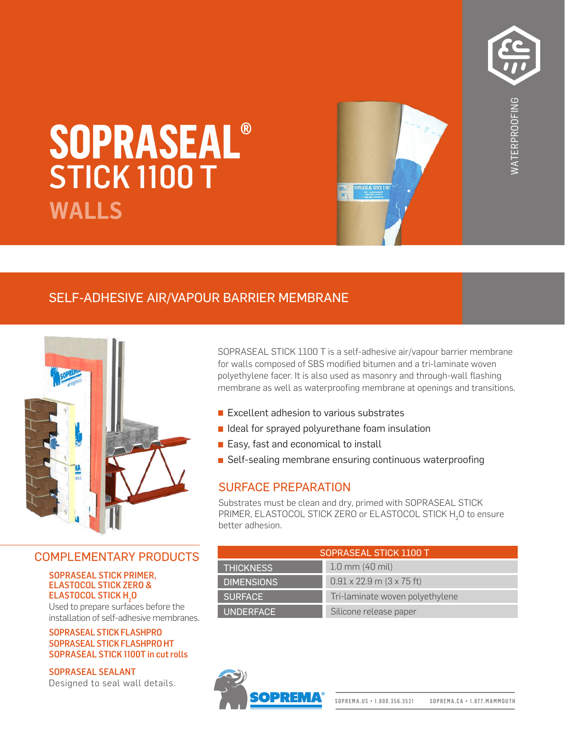# SOPRASEAL® STICK 1100 T

## WALLS

WATERPROOFING

## SELF-ADHESIVE AIR/VAPOUR BARRIER MEMBRANE

SOPRASEAL STICK 1100 T is a self-adhesive air/vapour barrier membrane for walls composed of SBS modified bitumen and a tri-laminate woven polyethylene facer. It is also used as masonry and through-wall flashing membrane as well as waterproofing membrane at openings and transitions.

- Excellent adhesion to various substrates
- Ideal for sprayed polyurethane foam insulation
- Easy, fast and economical to install
- Self-sealing membrane ensuring continuous waterproofing

## SURFACE PREPARATION

Substrates must be clean and dry, primed with SOPRASEAL STICK PRIMER, ELASTOCOL STICK ZERO or ELASTOCOL STICK $H_2O$ to ensure better adhesion.

| SOPRASEAL STICK 1100 T | |
|---|---|
| THICKNESS | 1.0 mm (40 mil) |
| DIMENSIONS | 0.91 x 22.9 m (3 x 75 ft) |
| SURFACE | Tri-laminate woven polyethylene |
| UNDERFACE | Silicone release paper |

## COMPLEMENTARY PRODUCTS

**SOPRASEAL STICK PRIMER, ELASTOCOL STICK ZERO & ELASTOCOL STICK $H_2O$**
Used to prepare surfaces before the installation of self-adhesive membranes.

**SOPRASEAL STICK FLASHPRO**
**SOPRASEAL STICK FLASHPRO HT**
**SOPRASEAL STICK 1100T in cut rolls**

**SOPRASEAL SEALANT**
Designed to seal wall details.

SOPREMA.US • 1.800.356.3521 SOPREMA.CA • 1.877.MAMMOUTH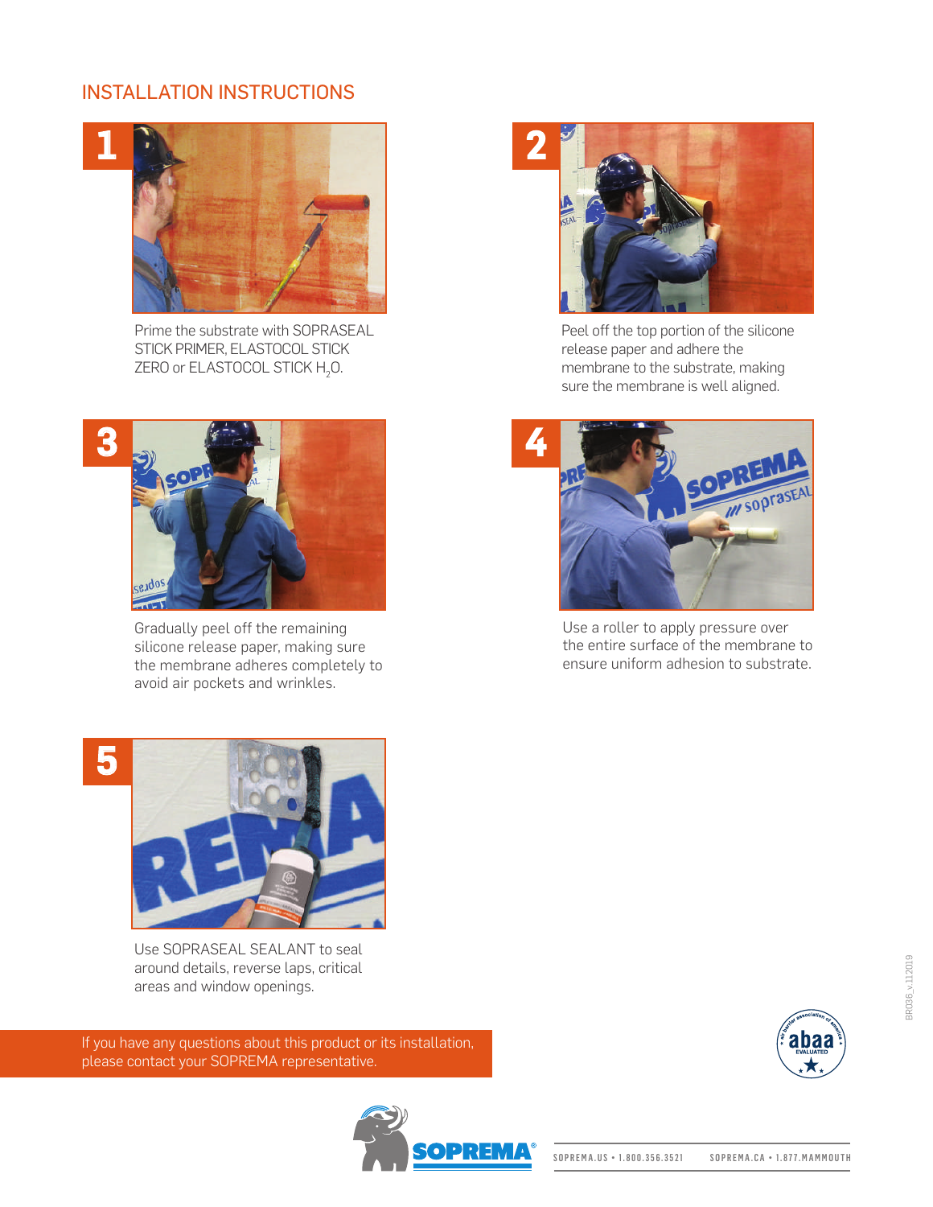## INSTALLATION INSTRUCTIONS

**1**

Prime the substrate with SOPRASEAL STICK PRIMER, ELASTOCOL STICK ZERO or ELASTOCOL STICK $H_2O$.

**2**

Peel off the top portion of the silicone release paper and adhere the membrane to the substrate, making sure the membrane is well aligned.

**3**

Gradually peel off the remaining silicone release paper, making sure the membrane adheres completely to avoid air pockets and wrinkles.

**4**

Use a roller to apply pressure over the entire surface of the membrane to ensure uniform adhesion to substrate.

**5**

Use SOPRASEAL SEALANT to seal around details, reverse laps, critical areas and window openings.

If you have any questions about this product or its installation, please contact your SOPREMA representative.

abaa EVALUATED

BRO36_v.112019

SOPREMA.US • 1.800.356.3521 SOPREMA.CA • 1.877.MAMMOUTH